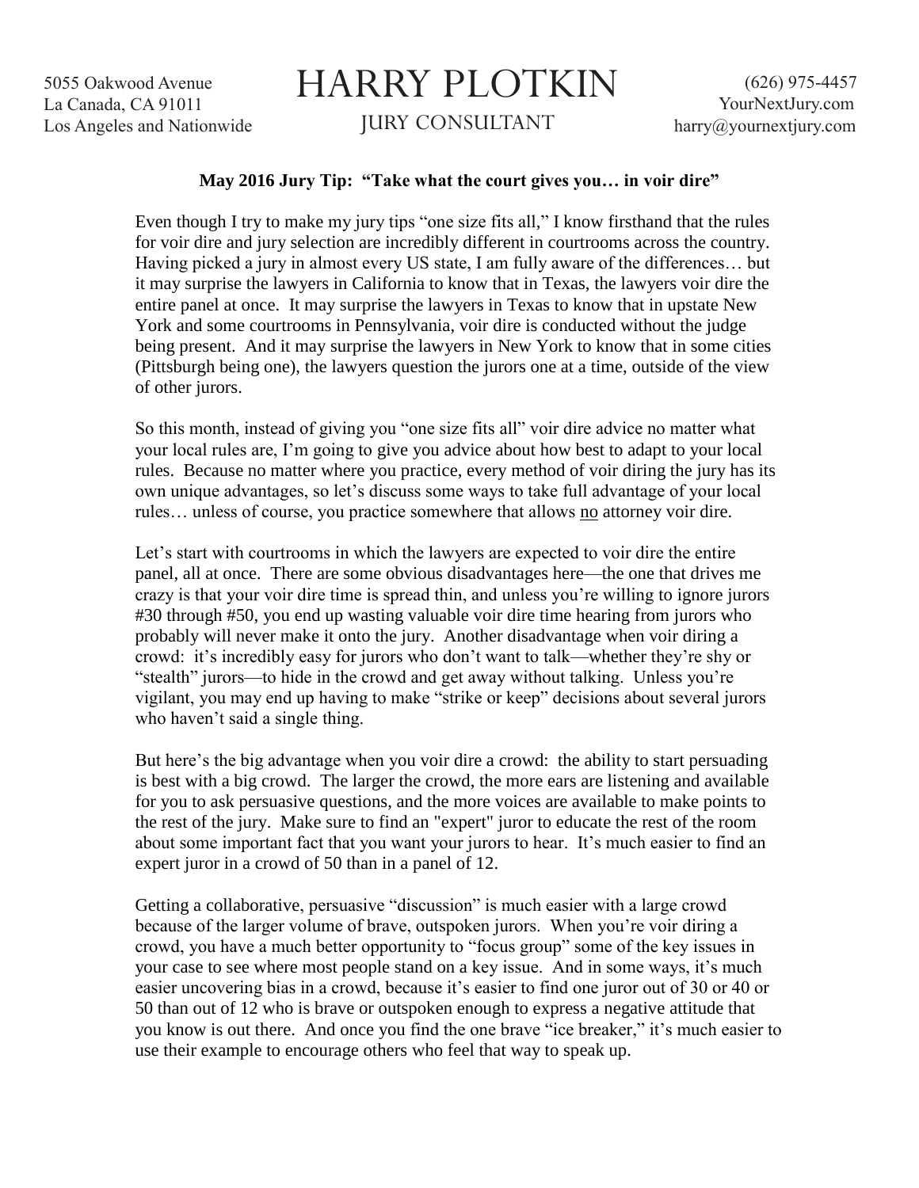5055 Oakwood Avenue
La Canada, CA 91011
Los Angeles and Nationwide

# HARRY PLOTKIN

JURY CONSULTANT

(626) 975-4457
YourNextJury.com
harry@yournextjury.com

**May 2016 Jury Tip: "Take what the court gives you… in voir dire"**

Even though I try to make my jury tips "one size fits all," I know firsthand that the rules for voir dire and jury selection are incredibly different in courtrooms across the country. Having picked a jury in almost every US state, I am fully aware of the differences… but it may surprise the lawyers in California to know that in Texas, the lawyers voir dire the entire panel at once. It may surprise the lawyers in Texas to know that in upstate New York and some courtrooms in Pennsylvania, voir dire is conducted without the judge being present. And it may surprise the lawyers in New York to know that in some cities (Pittsburgh being one), the lawyers question the jurors one at a time, outside of the view of other jurors.

So this month, instead of giving you "one size fits all" voir dire advice no matter what your local rules are, I'm going to give you advice about how best to adapt to your local rules. Because no matter where you practice, every method of voir diring the jury has its own unique advantages, so let's discuss some ways to take full advantage of your local rules… unless of course, you practice somewhere that allows no attorney voir dire.

Let's start with courtrooms in which the lawyers are expected to voir dire the entire panel, all at once. There are some obvious disadvantages here—the one that drives me crazy is that your voir dire time is spread thin, and unless you're willing to ignore jurors #30 through #50, you end up wasting valuable voir dire time hearing from jurors who probably will never make it onto the jury. Another disadvantage when voir diring a crowd: it's incredibly easy for jurors who don't want to talk—whether they're shy or "stealth" jurors—to hide in the crowd and get away without talking. Unless you're vigilant, you may end up having to make "strike or keep" decisions about several jurors who haven't said a single thing.

But here's the big advantage when you voir dire a crowd: the ability to start persuading is best with a big crowd. The larger the crowd, the more ears are listening and available for you to ask persuasive questions, and the more voices are available to make points to the rest of the jury. Make sure to find an "expert" juror to educate the rest of the room about some important fact that you want your jurors to hear. It's much easier to find an expert juror in a crowd of 50 than in a panel of 12.

Getting a collaborative, persuasive "discussion" is much easier with a large crowd because of the larger volume of brave, outspoken jurors. When you're voir diring a crowd, you have a much better opportunity to "focus group" some of the key issues in your case to see where most people stand on a key issue. And in some ways, it's much easier uncovering bias in a crowd, because it's easier to find one juror out of 30 or 40 or 50 than out of 12 who is brave or outspoken enough to express a negative attitude that you know is out there. And once you find the one brave "ice breaker," it's much easier to use their example to encourage others who feel that way to speak up.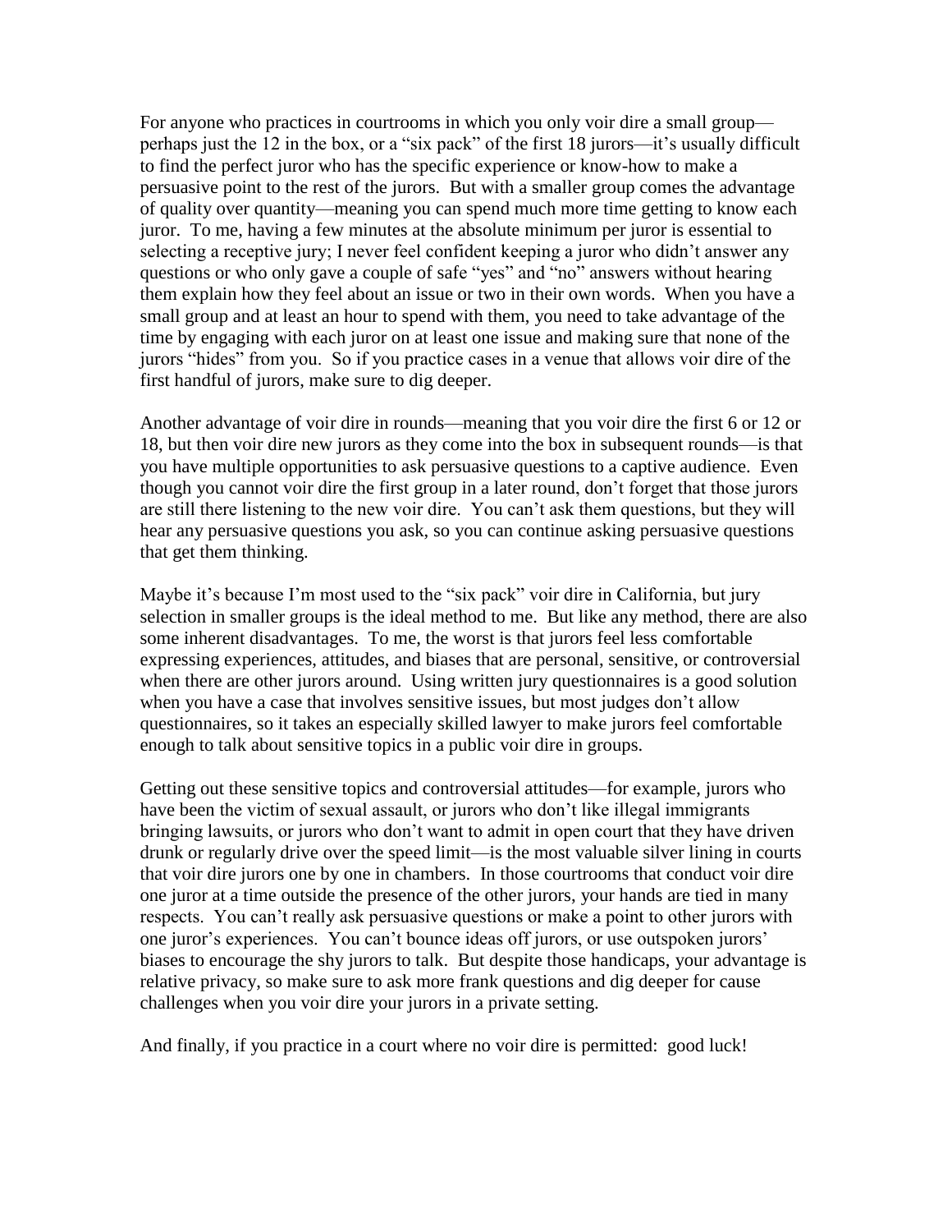For anyone who practices in courtrooms in which you only voir dire a small group—perhaps just the 12 in the box, or a "six pack" of the first 18 jurors—it's usually difficult to find the perfect juror who has the specific experience or know-how to make a persuasive point to the rest of the jurors. But with a smaller group comes the advantage of quality over quantity—meaning you can spend much more time getting to know each juror. To me, having a few minutes at the absolute minimum per juror is essential to selecting a receptive jury; I never feel confident keeping a juror who didn't answer any questions or who only gave a couple of safe "yes" and "no" answers without hearing them explain how they feel about an issue or two in their own words. When you have a small group and at least an hour to spend with them, you need to take advantage of the time by engaging with each juror on at least one issue and making sure that none of the jurors "hides" from you. So if you practice cases in a venue that allows voir dire of the first handful of jurors, make sure to dig deeper.

Another advantage of voir dire in rounds—meaning that you voir dire the first 6 or 12 or 18, but then voir dire new jurors as they come into the box in subsequent rounds—is that you have multiple opportunities to ask persuasive questions to a captive audience. Even though you cannot voir dire the first group in a later round, don't forget that those jurors are still there listening to the new voir dire. You can't ask them questions, but they will hear any persuasive questions you ask, so you can continue asking persuasive questions that get them thinking.

Maybe it's because I'm most used to the "six pack" voir dire in California, but jury selection in smaller groups is the ideal method to me. But like any method, there are also some inherent disadvantages. To me, the worst is that jurors feel less comfortable expressing experiences, attitudes, and biases that are personal, sensitive, or controversial when there are other jurors around. Using written jury questionnaires is a good solution when you have a case that involves sensitive issues, but most judges don't allow questionnaires, so it takes an especially skilled lawyer to make jurors feel comfortable enough to talk about sensitive topics in a public voir dire in groups.

Getting out these sensitive topics and controversial attitudes—for example, jurors who have been the victim of sexual assault, or jurors who don't like illegal immigrants bringing lawsuits, or jurors who don't want to admit in open court that they have driven drunk or regularly drive over the speed limit—is the most valuable silver lining in courts that voir dire jurors one by one in chambers. In those courtrooms that conduct voir dire one juror at a time outside the presence of the other jurors, your hands are tied in many respects. You can't really ask persuasive questions or make a point to other jurors with one juror's experiences. You can't bounce ideas off jurors, or use outspoken jurors' biases to encourage the shy jurors to talk. But despite those handicaps, your advantage is relative privacy, so make sure to ask more frank questions and dig deeper for cause challenges when you voir dire your jurors in a private setting.

And finally, if you practice in a court where no voir dire is permitted: good luck!